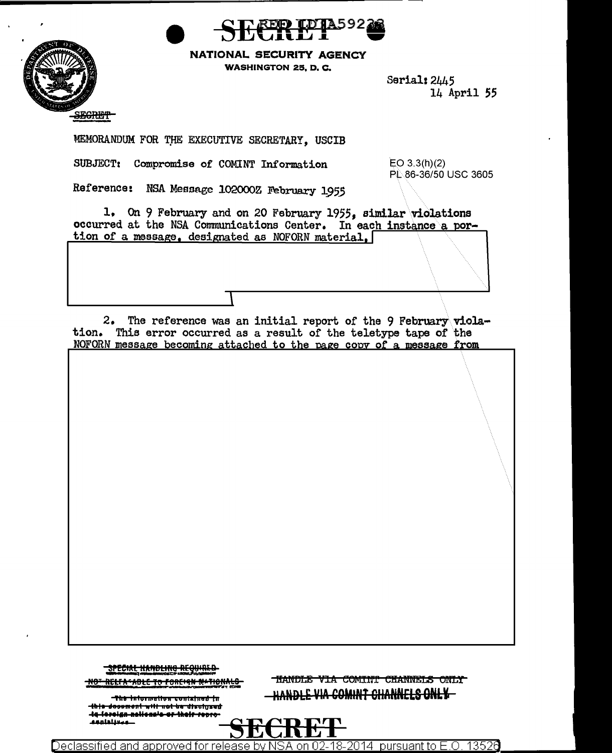SECRET REF ID:A59238

NATIONAL SECURITY AGENCY
WASHINGTON 25, D. C.

Serial: 2445
14 April 55

~~SECRET~~

MEMORANDUM FOR THE EXECUTIVE SECRETARY, USCIB

SUBJECT: Compromise of COMINT Information

EO 3.3(h)(2)
PL 86-36/50 USC 3605

Reference: NSA Message 102000Z February 1955

1. On 9 February and on 20 February 1955, similar violations occurred at the NSA Communications Center. In each instance a portion of a message, designated as NOFORN material,

2. The reference was an initial report of the 9 February violation. This error occurred as a result of the teletype tape of the NOFORN message becoming attached to the page copy of a message from

~~SPECIAL HANDLING REQUIRED~~
~~NOT RELEASABLE TO FOREIGN NATIONALS~~
~~The information contained in this document will not be disclosed to foreign nationals or their representatives~~

~~HANDLE VIA COMINT CHANNELS ONLY~~
~~HANDLE VIA COMINT CHANNELS ONLY~~

~~SECRET~~

Declassified and approved for release by NSA on 02-18-2014 pursuant to E.O. 13526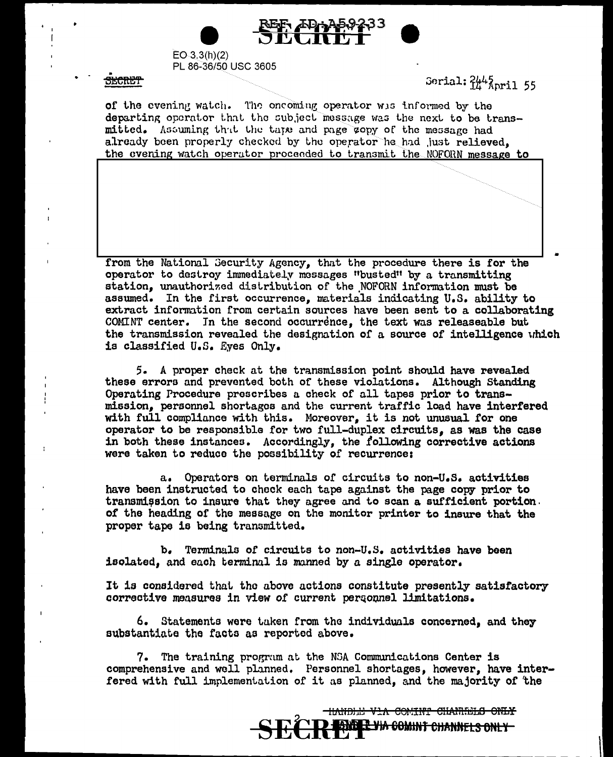EO 3.3(h)(2)
PL 86-36/50 USC 3605

SECRET

Serial: 2445
14 April 55

of the evening watch. The oncoming operator was informed by the departing operator that the subject message was the next to be transmitted. Assuming that the tape and page copy of the message had already been properly checked by the operator he had just relieved, the evening watch operator proceeded to transmit the NOFORN message to

from the National Security Agency, that the procedure there is for the operator to destroy immediately messages "busted" by a transmitting station, unauthorized distribution of the NOFORN information must be assumed. In the first occurrence, materials indicating U.S. ability to extract information from certain sources have been sent to a collaborating COMINT center. In the second occurrence, the text was releaseable but the transmission revealed the designation of a source of intelligence which is classified U.S. Eyes Only.

5. A proper check at the transmission point should have revealed these errors and prevented both of these violations. Although Standing Operating Procedure prescribes a check of all tapes prior to transmission, personnel shortages and the current traffic load have interfered with full compliance with this. Moreover, it is not unusual for one operator to be responsible for two full-duplex circuits, as was the case in both these instances. Accordingly, the following corrective actions were taken to reduce the possibility of recurrence:

a. Operators on terminals of circuits to non-U.S. activities have been instructed to check each tape against the page copy prior to transmission to insure that they agree and to scan a sufficient portion of the heading of the message on the monitor printer to insure that the proper tape is being transmitted.

b. Terminals of circuits to non-U.S. activities have been isolated, and each terminal is manned by a single operator.

It is considered that the above actions constitute presently satisfactory corrective measures in view of current personnel limitations.

6. Statements were taken from the individuals concerned, and they substantiate the facts as reported above.

7. The training program at the NSA Communications Center is comprehensive and well planned. Personnel shortages, however, have interfered with full implementation of it as planned, and the majority of the

~~HANDLE VIA COMINT CHANNELS ONLY~~

SECRET HANDLE VIA COMINT CHANNELS ONLY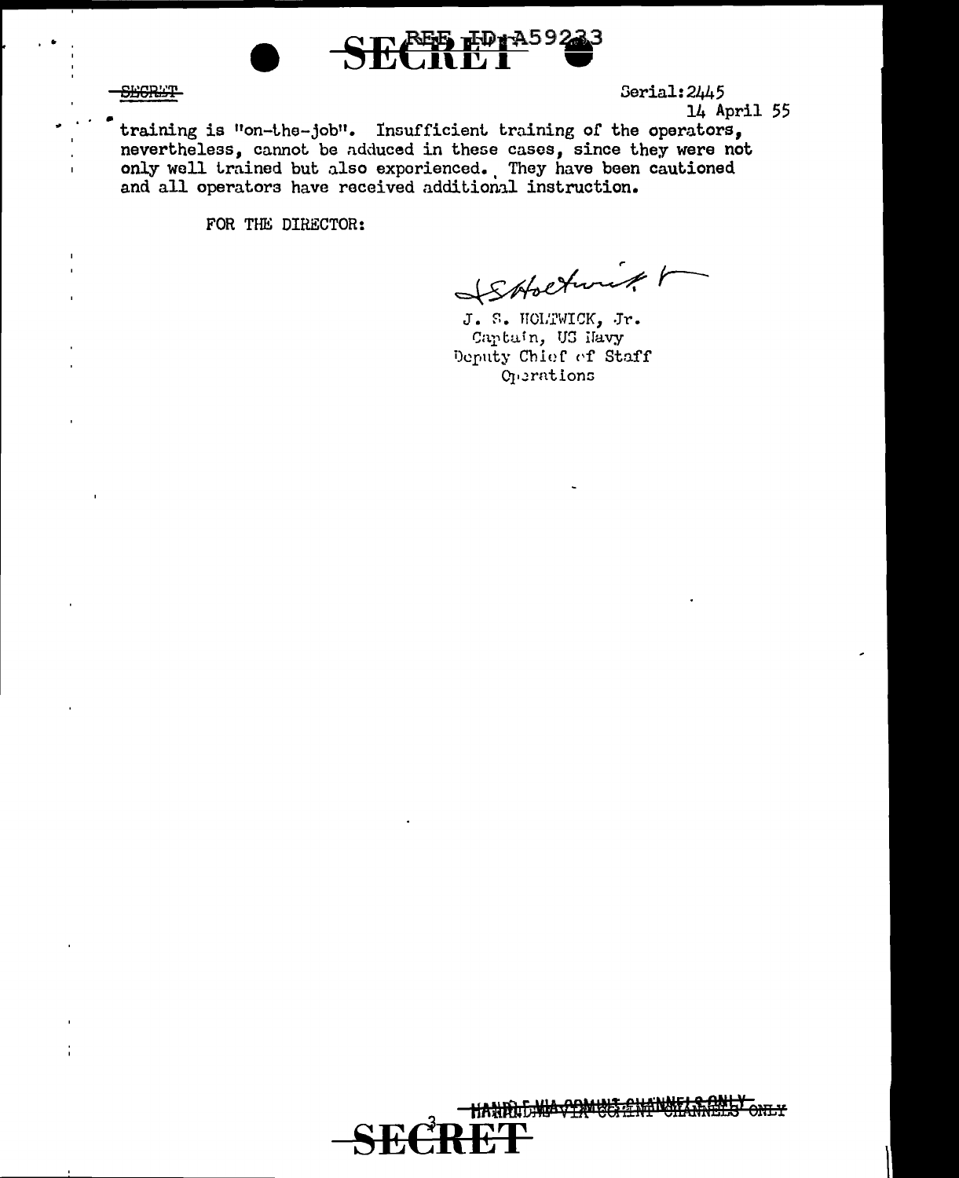training is "on-the-job". Insufficient training of the operators, nevertheless, cannot be adduced in these cases, since they were not only well trained but also experienced. They have been cautioned and all operators have received additional instruction.

FOR THE DIRECTOR:

J. S. HOLTWICK, Jr.
Captain, US Navy
Deputy Chief of Staff
Operations